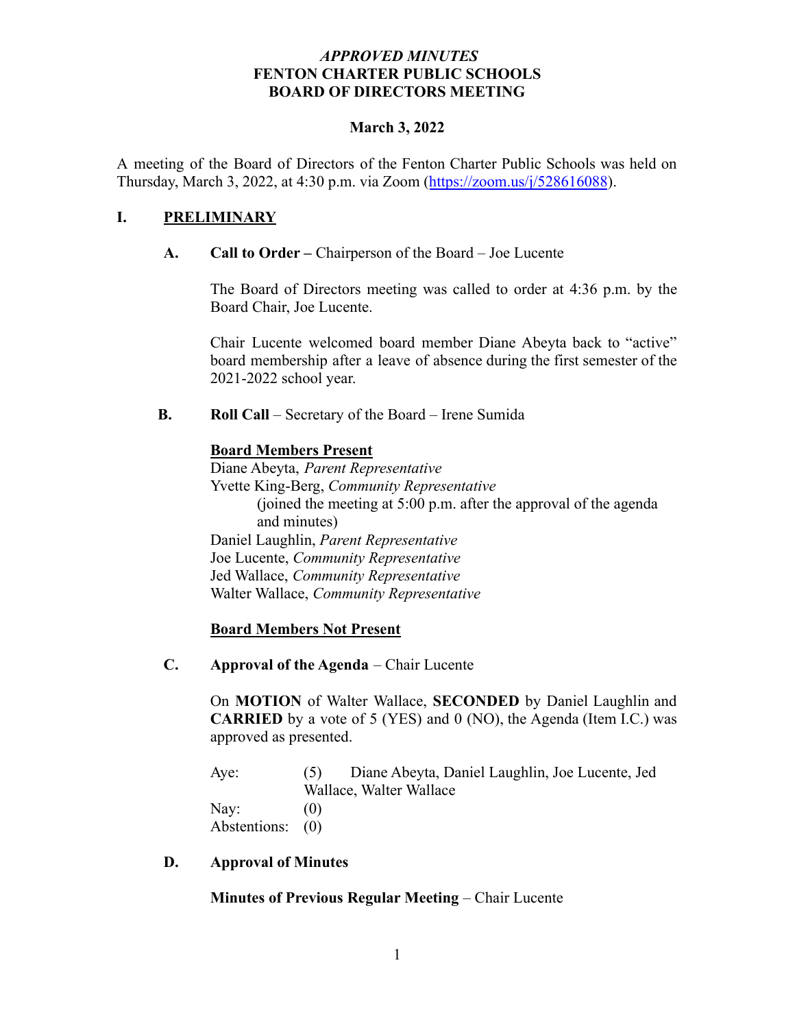***APPROVED MINUTES***
**FENTON CHARTER PUBLIC SCHOOLS**
**BOARD OF DIRECTORS MEETING**

**March 3, 2022**

A meeting of the Board of Directors of the Fenton Charter Public Schools was held on Thursday, March 3, 2022, at 4:30 p.m. via Zoom (https://zoom.us/j/528616088).

## I. PRELIMINARY

**A. Call to Order –** Chairperson of the Board – Joe Lucente

The Board of Directors meeting was called to order at 4:36 p.m. by the Board Chair, Joe Lucente.

Chair Lucente welcomed board member Diane Abeyta back to "active" board membership after a leave of absence during the first semester of the 2021-2022 school year.

**B. Roll Call** – Secretary of the Board – Irene Sumida

**Board Members Present**

Diane Abeyta, *Parent Representative*
Yvette King-Berg, *Community Representative*
(joined the meeting at 5:00 p.m. after the approval of the agenda and minutes)
Daniel Laughlin, *Parent Representative*
Joe Lucente, *Community Representative*
Jed Wallace, *Community Representative*
Walter Wallace, *Community Representative*

**Board Members Not Present**

**C. Approval of the Agenda** – Chair Lucente

On **MOTION** of Walter Wallace, **SECONDED** by Daniel Laughlin and **CARRIED** by a vote of 5 (YES) and 0 (NO), the Agenda (Item I.C.) was approved as presented.

| | | |
|---|---|---|
| Aye: | (5) | Diane Abeyta, Daniel Laughlin, Joe Lucente, Jed Wallace, Walter Wallace |
| Nay: | (0) | |
| Abstentions: | (0) | |

**D. Approval of Minutes**

**Minutes of Previous Regular Meeting** – Chair Lucente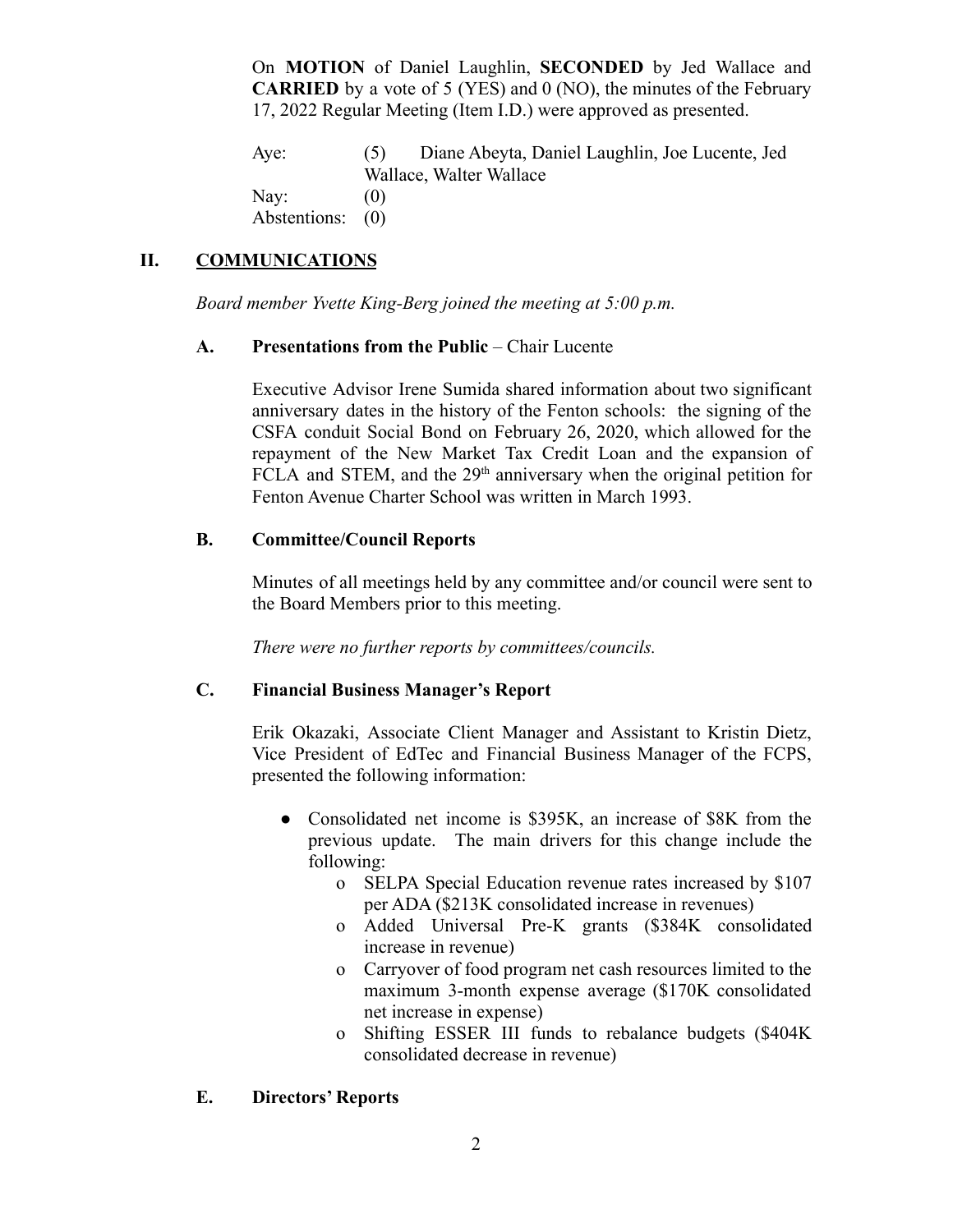On **MOTION** of Daniel Laughlin, **SECONDED** by Jed Wallace and **CARRIED** by a vote of 5 (YES) and 0 (NO), the minutes of the February 17, 2022 Regular Meeting (Item I.D.) were approved as presented.

| | | |
|---|---|---|
| Aye: | (5) | Diane Abeyta, Daniel Laughlin, Joe Lucente, Jed Wallace, Walter Wallace |
| Nay: | (0) | |
| Abstentions: | (0) | |

## II. COMMUNICATIONS

*Board member Yvette King-Berg joined the meeting at 5:00 p.m.*

### A. Presentations from the Public – Chair Lucente

Executive Advisor Irene Sumida shared information about two significant anniversary dates in the history of the Fenton schools: the signing of the CSFA conduit Social Bond on February 26, 2020, which allowed for the repayment of the New Market Tax Credit Loan and the expansion of FCLA and STEM, and the 29th anniversary when the original petition for Fenton Avenue Charter School was written in March 1993.

### B. Committee/Council Reports

Minutes of all meetings held by any committee and/or council were sent to the Board Members prior to this meeting.

*There were no further reports by committees/councils.*

### C. Financial Business Manager's Report

Erik Okazaki, Associate Client Manager and Assistant to Kristin Dietz, Vice President of EdTec and Financial Business Manager of the FCPS, presented the following information:

- Consolidated net income is $395K, an increase of $8K from the previous update. The main drivers for this change include the following:
  - SELPA Special Education revenue rates increased by $107 per ADA ($213K consolidated increase in revenues)
  - Added Universal Pre-K grants ($384K consolidated increase in revenue)
  - Carryover of food program net cash resources limited to the maximum 3-month expense average ($170K consolidated net increase in expense)
  - Shifting ESSER III funds to rebalance budgets ($404K consolidated decrease in revenue)

### E. Directors' Reports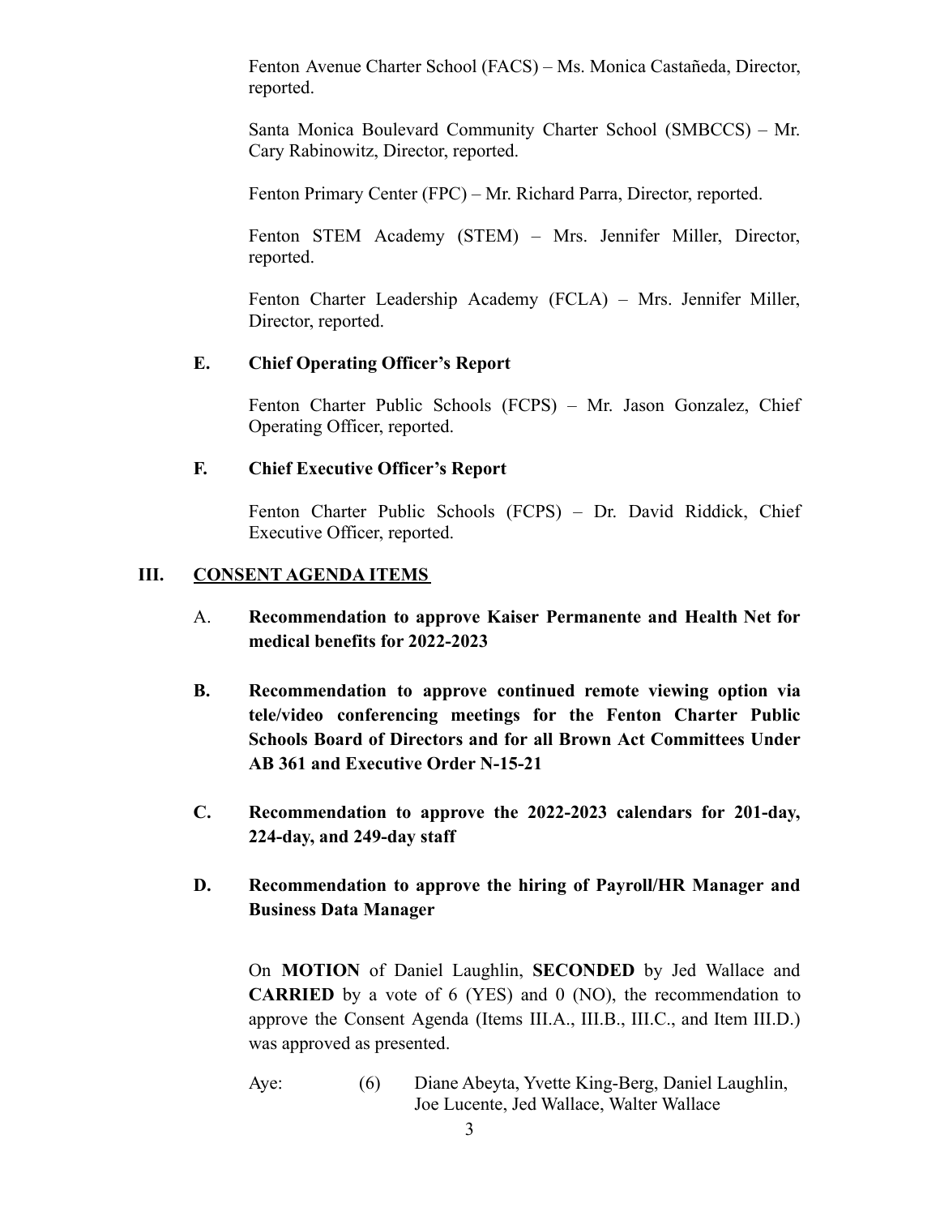Fenton Avenue Charter School (FACS) – Ms. Monica Castañeda, Director, reported.

Santa Monica Boulevard Community Charter School (SMBCCS) – Mr. Cary Rabinowitz, Director, reported.

Fenton Primary Center (FPC) – Mr. Richard Parra, Director, reported.

Fenton STEM Academy (STEM) – Mrs. Jennifer Miller, Director, reported.

Fenton Charter Leadership Academy (FCLA) – Mrs. Jennifer Miller, Director, reported.

### E. Chief Operating Officer's Report

Fenton Charter Public Schools (FCPS) – Mr. Jason Gonzalez, Chief Operating Officer, reported.

### F. Chief Executive Officer's Report

Fenton Charter Public Schools (FCPS) – Dr. David Riddick, Chief Executive Officer, reported.

## III. CONSENT AGENDA ITEMS

A. **Recommendation to approve Kaiser Permanente and Health Net for medical benefits for 2022-2023**

**B. Recommendation to approve continued remote viewing option via tele/video conferencing meetings for the Fenton Charter Public Schools Board of Directors and for all Brown Act Committees Under AB 361 and Executive Order N-15-21**

**C. Recommendation to approve the 2022-2023 calendars for 201-day, 224-day, and 249-day staff**

**D. Recommendation to approve the hiring of Payroll/HR Manager and Business Data Manager**

On **MOTION** of Daniel Laughlin, **SECONDED** by Jed Wallace and **CARRIED** by a vote of 6 (YES) and 0 (NO), the recommendation to approve the Consent Agenda (Items III.A., III.B., III.C., and Item III.D.) was approved as presented.

Aye: (6) Diane Abeyta, Yvette King-Berg, Daniel Laughlin, Joe Lucente, Jed Wallace, Walter Wallace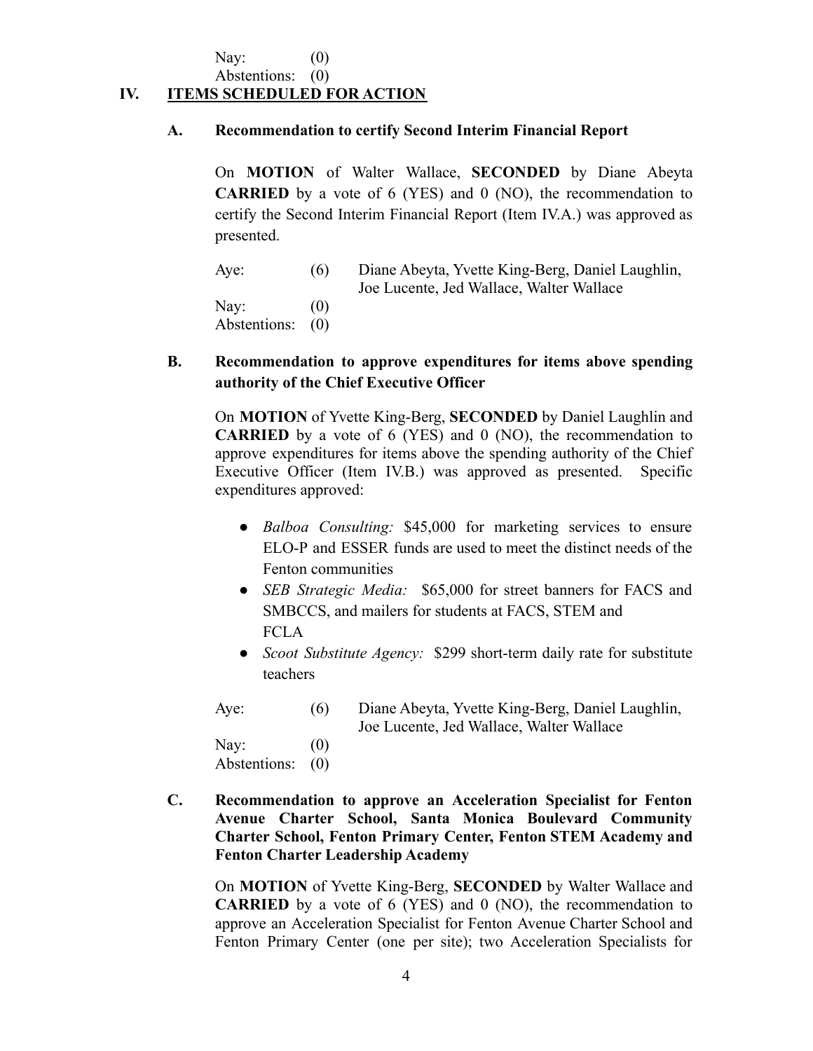Nay: (0)
Abstentions: (0)

## IV. ITEMS SCHEDULED FOR ACTION

### A. Recommendation to certify Second Interim Financial Report

On **MOTION** of Walter Wallace, **SECONDED** by Diane Abeyta **CARRIED** by a vote of 6 (YES) and 0 (NO), the recommendation to certify the Second Interim Financial Report (Item IV.A.) was approved as presented.

Aye: (6) Diane Abeyta, Yvette King-Berg, Daniel Laughlin, Joe Lucente, Jed Wallace, Walter Wallace
Nay: (0)
Abstentions: (0)

### B. Recommendation to approve expenditures for items above spending authority of the Chief Executive Officer

On **MOTION** of Yvette King-Berg, **SECONDED** by Daniel Laughlin and **CARRIED** by a vote of 6 (YES) and 0 (NO), the recommendation to approve expenditures for items above the spending authority of the Chief Executive Officer (Item IV.B.) was approved as presented. Specific expenditures approved:

- *Balboa Consulting:* $45,000 for marketing services to ensure ELO-P and ESSER funds are used to meet the distinct needs of the Fenton communities
- *SEB Strategic Media:* $65,000 for street banners for FACS and SMBCCS, and mailers for students at FACS, STEM and FCLA
- *Scoot Substitute Agency:* $299 short-term daily rate for substitute teachers

Aye: (6) Diane Abeyta, Yvette King-Berg, Daniel Laughlin, Joe Lucente, Jed Wallace, Walter Wallace
Nay: (0)
Abstentions: (0)

### C. Recommendation to approve an Acceleration Specialist for Fenton Avenue Charter School, Santa Monica Boulevard Community Charter School, Fenton Primary Center, Fenton STEM Academy and Fenton Charter Leadership Academy

On **MOTION** of Yvette King-Berg, **SECONDED** by Walter Wallace and **CARRIED** by a vote of 6 (YES) and 0 (NO), the recommendation to approve an Acceleration Specialist for Fenton Avenue Charter School and Fenton Primary Center (one per site); two Acceleration Specialists for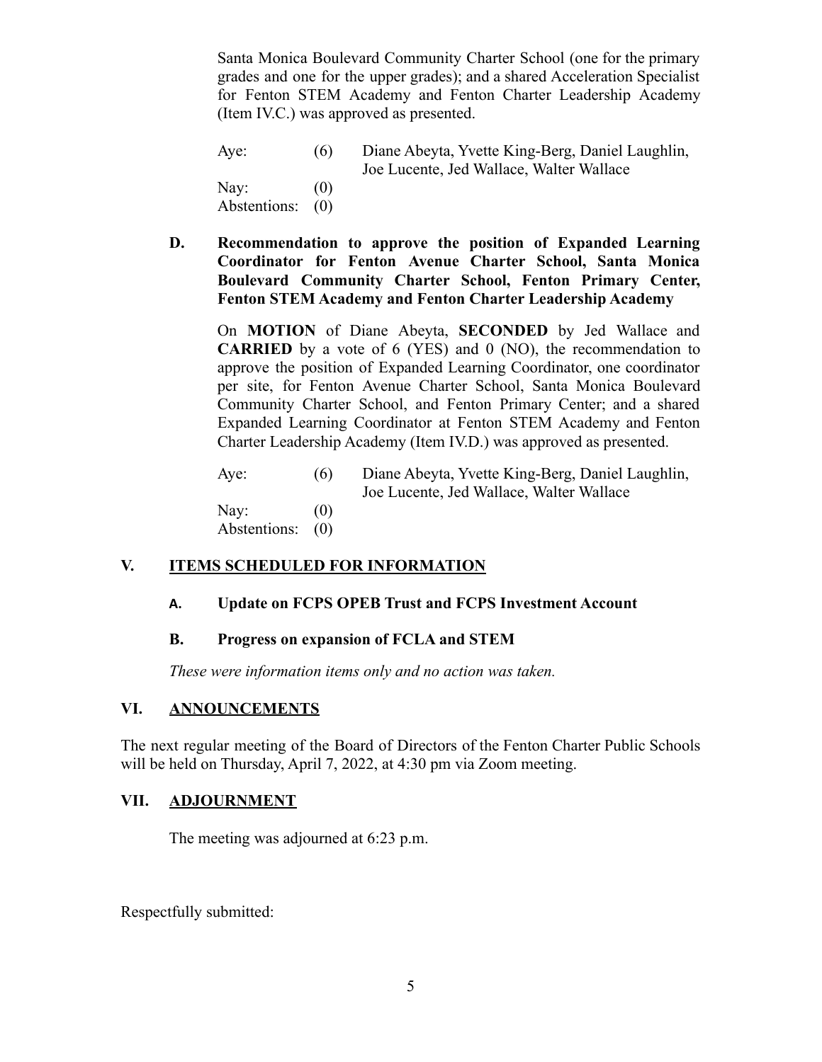Santa Monica Boulevard Community Charter School (one for the primary grades and one for the upper grades); and a shared Acceleration Specialist for Fenton STEM Academy and Fenton Charter Leadership Academy (Item IV.C.) was approved as presented.

| | | |
|---|---|---|
| Aye: | (6) | Diane Abeyta, Yvette King-Berg, Daniel Laughlin, Joe Lucente, Jed Wallace, Walter Wallace |
| Nay: | (0) | |
| Abstentions: | (0) | |

**D. Recommendation to approve the position of Expanded Learning Coordinator for Fenton Avenue Charter School, Santa Monica Boulevard Community Charter School, Fenton Primary Center, Fenton STEM Academy and Fenton Charter Leadership Academy**

On **MOTION** of Diane Abeyta, **SECONDED** by Jed Wallace and **CARRIED** by a vote of 6 (YES) and 0 (NO), the recommendation to approve the position of Expanded Learning Coordinator, one coordinator per site, for Fenton Avenue Charter School, Santa Monica Boulevard Community Charter School, and Fenton Primary Center; and a shared Expanded Learning Coordinator at Fenton STEM Academy and Fenton Charter Leadership Academy (Item IV.D.) was approved as presented.

| | | |
|---|---|---|
| Aye: | (6) | Diane Abeyta, Yvette King-Berg, Daniel Laughlin, Joe Lucente, Jed Wallace, Walter Wallace |
| Nay: | (0) | |
| Abstentions: | (0) | |

## V. ITEMS SCHEDULED FOR INFORMATION

**A. Update on FCPS OPEB Trust and FCPS Investment Account**

**B. Progress on expansion of FCLA and STEM**

*These were information items only and no action was taken.*

## VI. ANNOUNCEMENTS

The next regular meeting of the Board of Directors of the Fenton Charter Public Schools will be held on Thursday, April 7, 2022, at 4:30 pm via Zoom meeting.

## VII. ADJOURNMENT

The meeting was adjourned at 6:23 p.m.

Respectfully submitted: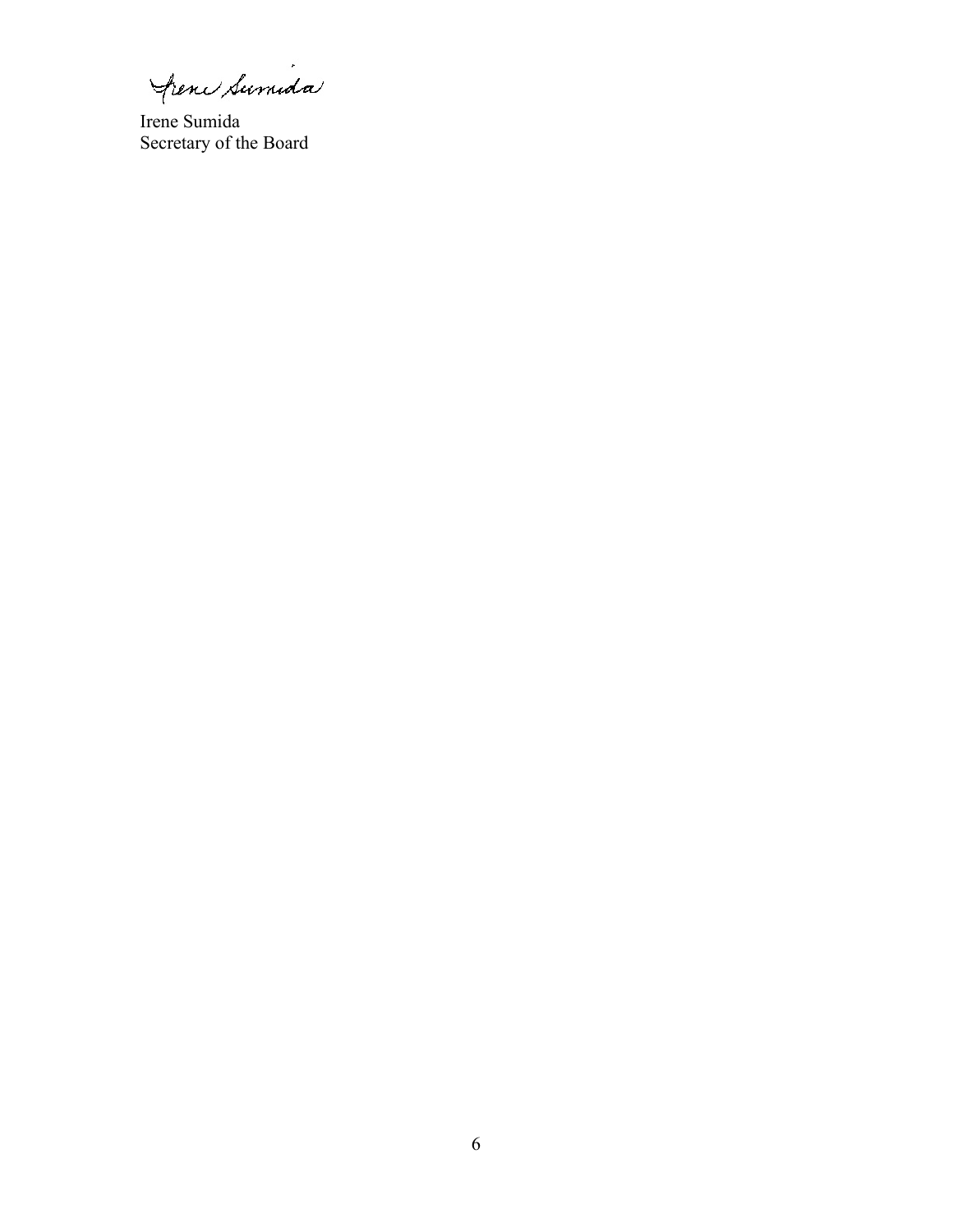Irene Sumida  
Secretary of the Board